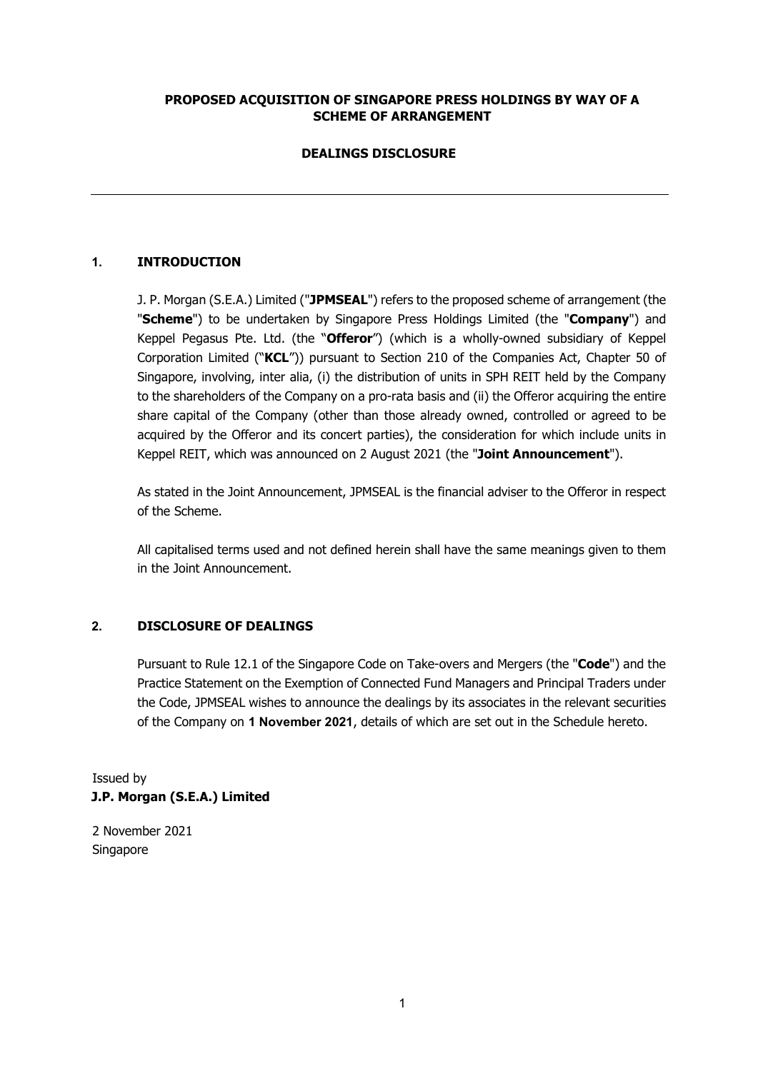**PROPOSED ACQUISITION OF SINGAPORE PRESS HOLDINGS BY WAY OF A SCHEME OF ARRANGEMENT**

**DEALINGS DISCLOSURE**

---

## 1. INTRODUCTION

J. P. Morgan (S.E.A.) Limited ("**JPMSEAL**") refers to the proposed scheme of arrangement (the "**Scheme**") to be undertaken by Singapore Press Holdings Limited (the "**Company**") and Keppel Pegasus Pte. Ltd. (the "**Offeror**") (which is a wholly-owned subsidiary of Keppel Corporation Limited ("**KCL**")) pursuant to Section 210 of the Companies Act, Chapter 50 of Singapore, involving, inter alia, (i) the distribution of units in SPH REIT held by the Company to the shareholders of the Company on a pro-rata basis and (ii) the Offeror acquiring the entire share capital of the Company (other than those already owned, controlled or agreed to be acquired by the Offeror and its concert parties), the consideration for which include units in Keppel REIT, which was announced on 2 August 2021 (the "**Joint Announcement**").

As stated in the Joint Announcement, JPMSEAL is the financial adviser to the Offeror in respect of the Scheme.

All capitalised terms used and not defined herein shall have the same meanings given to them in the Joint Announcement.

## 2. DISCLOSURE OF DEALINGS

Pursuant to Rule 12.1 of the Singapore Code on Take-overs and Mergers (the "**Code**") and the Practice Statement on the Exemption of Connected Fund Managers and Principal Traders under the Code, JPMSEAL wishes to announce the dealings by its associates in the relevant securities of the Company on **1 November 2021**, details of which are set out in the Schedule hereto.

Issued by
**J.P. Morgan (S.E.A.) Limited**

2 November 2021
Singapore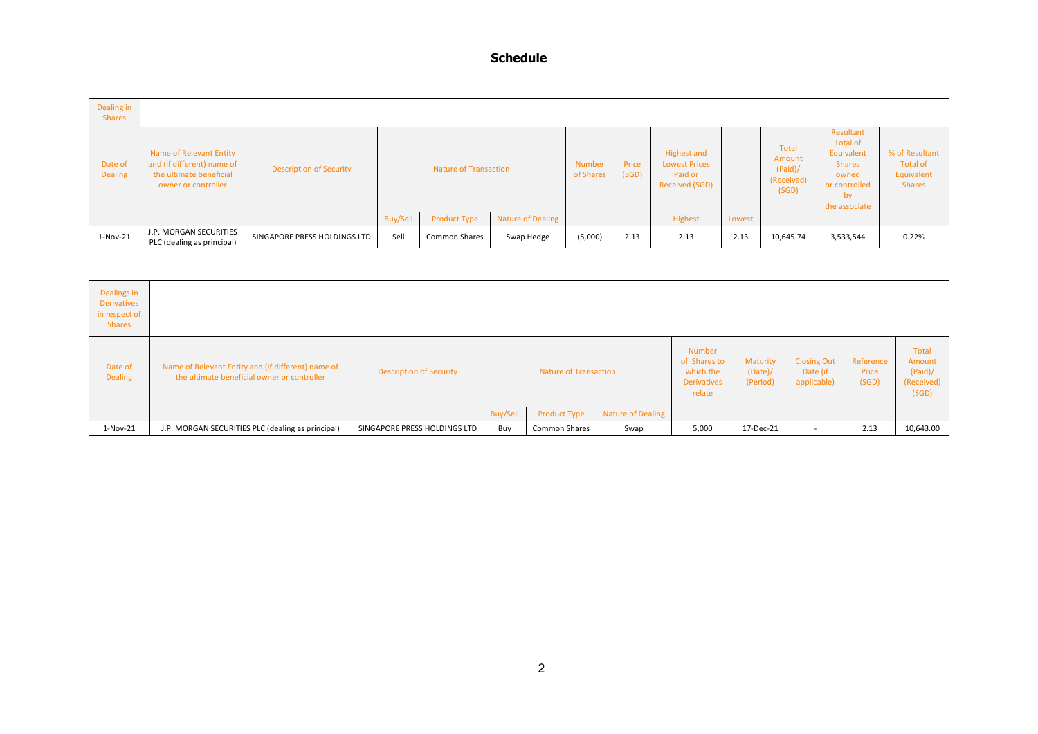## Schedule

| Dealing in Shares | | | | | | | | | | | | |
|---|---|---|---|---|---|---|---|---|---|---|---|---|
| Date of Dealing | Name of Relevant Entity and (if different) name of the ultimate beneficial owner or controller | Description of Security | Nature of Transaction | | | Number of Shares | Price (SGD) | Highest and Lowest Prices Paid or Received (SGD) | | Total Amount (Paid)/ (Received) (SGD) | Resultant Total of Equivalent Shares owned or controlled by the associate | % of Resultant Total of Equivalent Shares |
| | | | Buy/Sell | Product Type | Nature of Dealing | | | Highest | Lowest | | | |
| 1-Nov-21 | J.P. MORGAN SECURITIES PLC (dealing as principal) | SINGAPORE PRESS HOLDINGS LTD | Sell | Common Shares | Swap Hedge | (5,000) | 2.13 | 2.13 | 2.13 | 10,645.74 | 3,533,544 | 0.22% |

| Dealings in Derivatives in respect of Shares | | | | | | | | | | |
|---|---|---|---|---|---|---|---|---|---|---|
| Date of Dealing | Name of Relevant Entity and (if different) name of the ultimate beneficial owner or controller | Description of Security | Nature of Transaction | | | Number of Shares to which the Derivatives relate | Maturity (Date)/ (Period) | Closing Out Date (if applicable) | Reference Price (SGD) | Total Amount (Paid)/ (Received) (SGD) |
| | | | Buy/Sell | Product Type | Nature of Dealing | | | | | |
| 1-Nov-21 | J.P. MORGAN SECURITIES PLC (dealing as principal) | SINGAPORE PRESS HOLDINGS LTD | Buy | Common Shares | Swap | 5,000 | 17-Dec-21 | - | 2.13 | 10,643.00 |